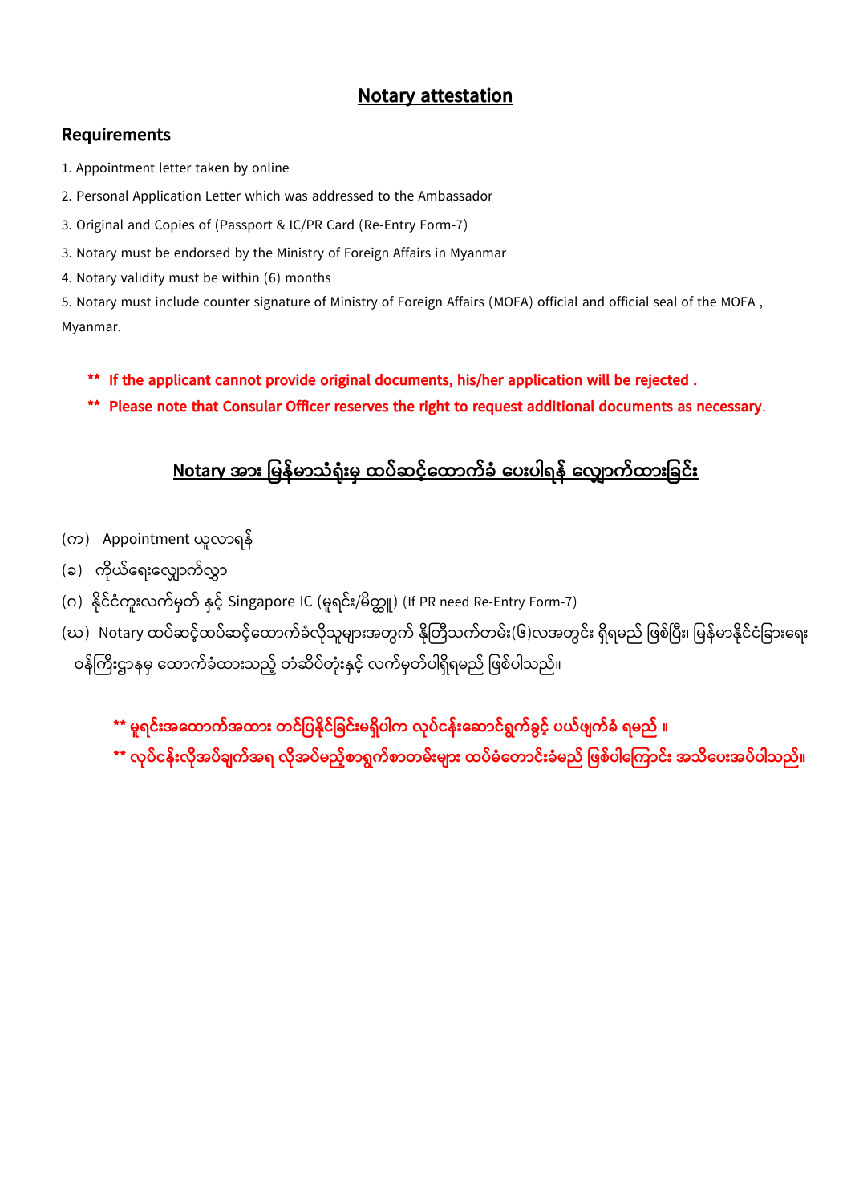# Notary attestation

## Requirements

1. Appointment letter taken by online
2. Personal Application Letter which was addressed to the Ambassador
3. Original and Copies of (Passport & IC/PR Card (Re-Entry Form-7)
3. Notary must be endorsed by the Ministry of Foreign Affairs in Myanmar
4. Notary validity must be within (6) months
5. Notary must include counter signature of Ministry of Foreign Affairs (MOFA) official and official seal of the MOFA , Myanmar.

**\*\* If the applicant cannot provide original documents, his/her application will be rejected .**

**\*\* Please note that Consular Officer reserves the right to request additional documents as necessary.**

## Notary အား မြန်မာသံရုံးမှ ထပ်ဆင့်ထောက်ခံ ပေးပါရန် လျှောက်ထားခြင်း

(က) Appointment ယူလာရန်

(ခ) ကိုယ်ရေးလျှောက်လွှာ

(ဂ) နိုင်ငံကူးလက်မှတ် နှင့် Singapore IC (မူရင်း/မိတ္တူ) (If PR need Re-Entry Form-7)

(ဃ) Notary ထပ်ဆင့်ထပ်ဆင့်ထောက်ခံလိုသူများအတွက် နိုတြီသက်တမ်း(၆)လအတွင်း ရှိရမည် ဖြစ်ပြီး၊ မြန်မာနိုင်ငံခြားရေးဝန်ကြီးဌာနမှ ထောက်ခံထားသည့် တံဆိပ်တုံးနှင့် လက်မှတ်ပါရှိရမည် ဖြစ်ပါသည်။

**\*\* မူရင်းအထောက်အထား တင်ပြနိုင်ခြင်းမရှိပါက လုပ်ငန်းဆောင်ရွက်ခွင့် ပယ်ဖျက်ခံ ရမည် ။**

**\*\* လုပ်ငန်းလိုအပ်ချက်အရ လိုအပ်မည့်စာရွက်စာတမ်းများ ထပ်မံတောင်းခံမည် ဖြစ်ပါကြောင်း အသိပေးအပ်ပါသည်။**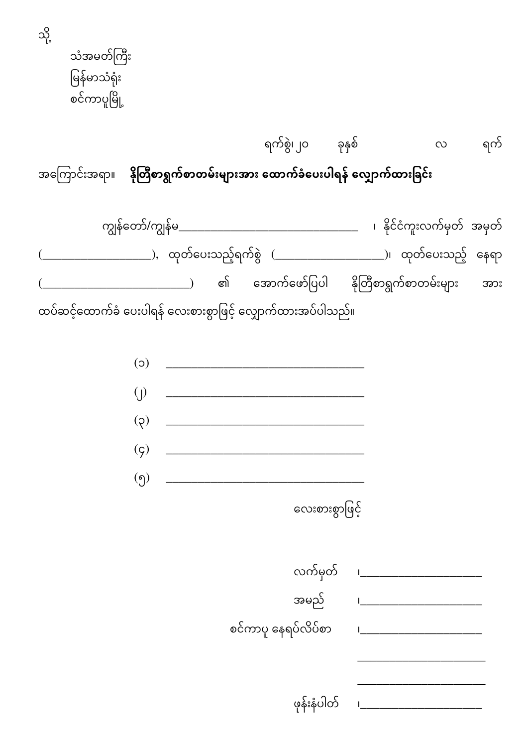သို့

သံအမတ်ကြီး

မြန်မာသံရုံး

စင်ကာပူမြို့

ရက်စွဲ၊ ၂၀ ခုနှစ် လ ရက်

အကြောင်းအရာ။ **နိုတြီစာရွက်စာတမ်းများအား ထောက်ခံပေးပါရန် လျှောက်ထားခြင်း**

ကျွန်တော်/ကျွန်မ________________________________ ၊ နိုင်ငံကူးလက်မှတ် အမှတ် (___________________), ထုတ်ပေးသည့်ရက်စွဲ (___________________)၊ ထုတ်ပေးသည့် နေရာ (__________________________) ၏ အောက်ဖော်ပြပါ နိုတြီစာရွက်စာတမ်းများ အား ထပ်ဆင့်ထောက်ခံ ပေးပါရန် လေးစားစွာဖြင့် လျှောက်ထားအပ်ပါသည်။

(၁) ___________________________________

(၂) ___________________________________

(၃) ___________________________________

(၄) ___________________________________

(၅) ___________________________________

လေးစားစွာဖြင့်

လက်မှတ် ၊_____________________

အမည် ၊_____________________

စင်ကာပူ နေရပ်လိပ်စာ ၊_____________________

_____________________

_____________________

ဖုန်းနံပါတ် ၊_____________________